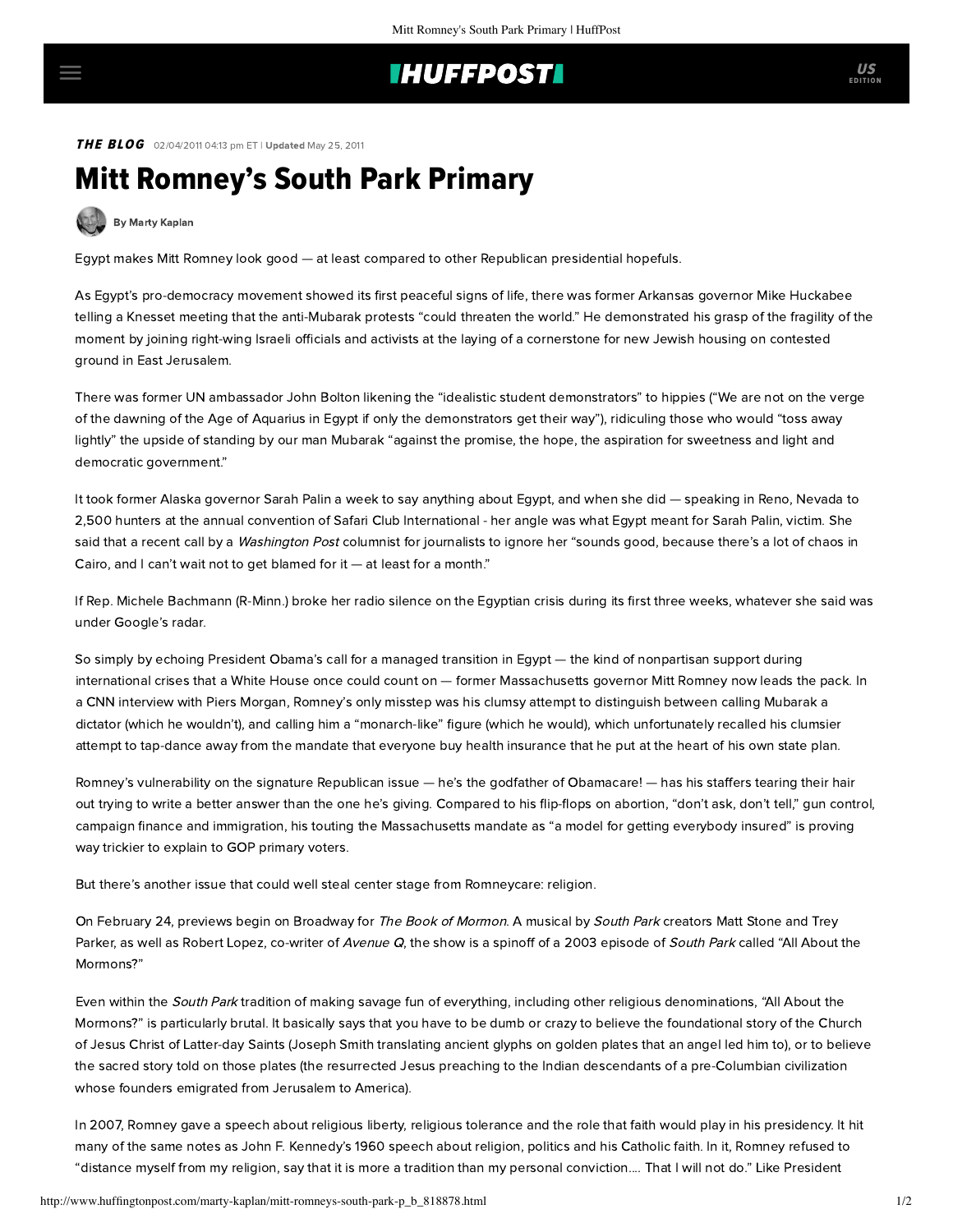**THE BLOG** 02/04/2011 04:13 pm ET | **Updated** May 25, 2011

# Mitt Romney's South Park Primary

By Marty Kaplan

Egypt makes Mitt Romney look good — at least compared to other Republican presidential hopefuls.

As Egypt's pro-democracy movement showed its first peaceful signs of life, there was former Arkansas governor Mike Huckabee telling a Knesset meeting that the anti-Mubarak protests "could threaten the world." He demonstrated his grasp of the fragility of the moment by joining right-wing Israeli officials and activists at the laying of a cornerstone for new Jewish housing on contested ground in East Jerusalem.

There was former UN ambassador John Bolton likening the "idealistic student demonstrators" to hippies ("We are not on the verge of the dawning of the Age of Aquarius in Egypt if only the demonstrators get their way"), ridiculing those who would "toss away lightly" the upside of standing by our man Mubarak "against the promise, the hope, the aspiration for sweetness and light and democratic government."

It took former Alaska governor Sarah Palin a week to say anything about Egypt, and when she did — speaking in Reno, Nevada to 2,500 hunters at the annual convention of Safari Club International - her angle was what Egypt meant for Sarah Palin, victim. She said that a recent call by a *Washington Post* columnist for journalists to ignore her "sounds good, because there's a lot of chaos in Cairo, and I can't wait not to get blamed for it — at least for a month."

If Rep. Michele Bachmann (R-Minn.) broke her radio silence on the Egyptian crisis during its first three weeks, whatever she said was under Google's radar.

So simply by echoing President Obama's call for a managed transition in Egypt — the kind of nonpartisan support during international crises that a White House once could count on — former Massachusetts governor Mitt Romney now leads the pack. In a CNN interview with Piers Morgan, Romney's only misstep was his clumsy attempt to distinguish between calling Mubarak a dictator (which he wouldn't), and calling him a "monarch-like" figure (which he would), which unfortunately recalled his clumsier attempt to tap-dance away from the mandate that everyone buy health insurance that he put at the heart of his own state plan.

Romney's vulnerability on the signature Republican issue — he's the godfather of Obamacare! — has his staffers tearing their hair out trying to write a better answer than the one he's giving. Compared to his flip-flops on abortion, "don't ask, don't tell," gun control, campaign finance and immigration, his touting the Massachusetts mandate as "a model for getting everybody insured" is proving way trickier to explain to GOP primary voters.

But there's another issue that could well steal center stage from Romneycare: religion.

On February 24, previews begin on Broadway for *The Book of Mormon*. A musical by *South Park* creators Matt Stone and Trey Parker, as well as Robert Lopez, co-writer of *Avenue Q*, the show is a spinoff of a 2003 episode of *South Park* called "All About the Mormons?"

Even within the *South Park* tradition of making savage fun of everything, including other religious denominations, "All About the Mormons?" is particularly brutal. It basically says that you have to be dumb or crazy to believe the foundational story of the Church of Jesus Christ of Latter-day Saints (Joseph Smith translating ancient glyphs on golden plates that an angel led him to), or to believe the sacred story told on those plates (the resurrected Jesus preaching to the Indian descendants of a pre-Columbian civilization whose founders emigrated from Jerusalem to America).

In 2007, Romney gave a speech about religious liberty, religious tolerance and the role that faith would play in his presidency. It hit many of the same notes as John F. Kennedy's 1960 speech about religion, politics and his Catholic faith. In it, Romney refused to "distance myself from my religion, say that it is more a tradition than my personal conviction.... That I will not do." Like President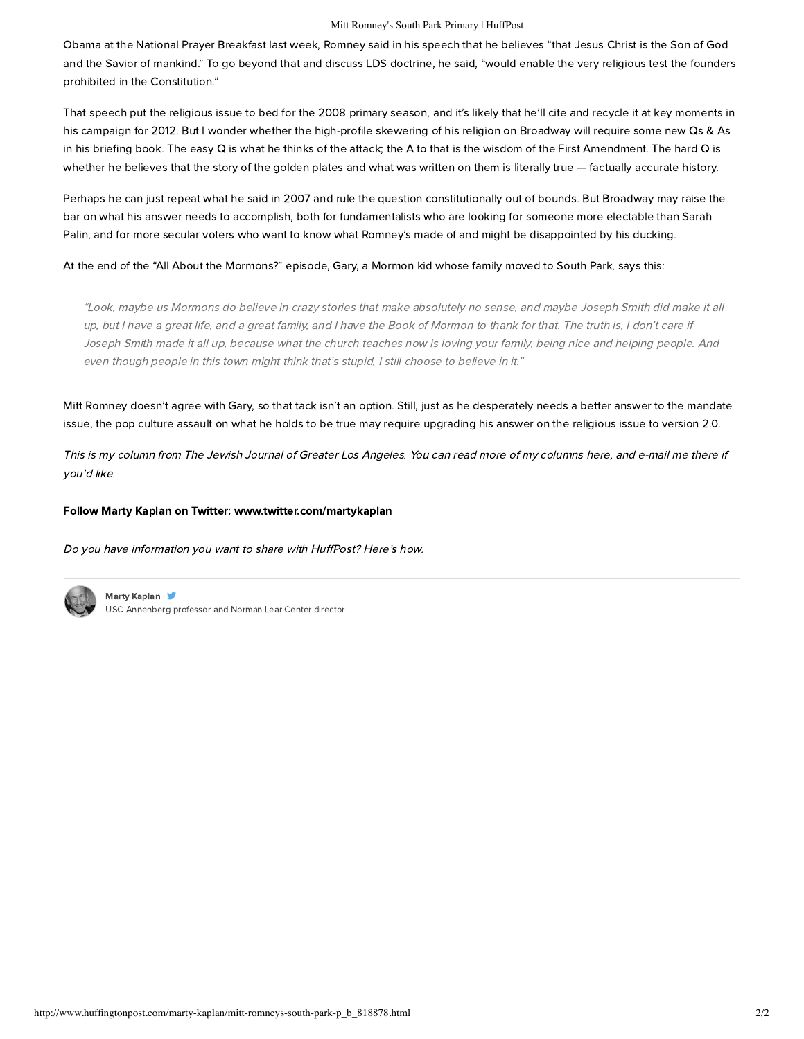Obama at the National Prayer Breakfast last week, Romney said in his speech that he believes "that Jesus Christ is the Son of God and the Savior of mankind." To go beyond that and discuss LDS doctrine, he said, "would enable the very religious test the founders prohibited in the Constitution."

That speech put the religious issue to bed for the 2008 primary season, and it's likely that he'll cite and recycle it at key moments in his campaign for 2012. But I wonder whether the high-profile skewering of his religion on Broadway will require some new Qs & As in his briefing book. The easy Q is what he thinks of the attack; the A to that is the wisdom of the First Amendment. The hard Q is whether he believes that the story of the golden plates and what was written on them is literally true — factually accurate history.

Perhaps he can just repeat what he said in 2007 and rule the question constitutionally out of bounds. But Broadway may raise the bar on what his answer needs to accomplish, both for fundamentalists who are looking for someone more electable than Sarah Palin, and for more secular voters who want to know what Romney's made of and might be disappointed by his ducking.

At the end of the "All About the Mormons?" episode, Gary, a Mormon kid whose family moved to South Park, says this:

> "Look, maybe us Mormons do believe in crazy stories that make absolutely no sense, and maybe Joseph Smith did make it all up, but I have a great life, and a great family, and I have the Book of Mormon to thank for that. The truth is, I don't care if Joseph Smith made it all up, because what the church teaches now is loving your family, being nice and helping people. And even though people in this town might think that's stupid, I still choose to believe in it."

Mitt Romney doesn't agree with Gary, so that tack isn't an option. Still, just as he desperately needs a better answer to the mandate issue, the pop culture assault on what he holds to be true may require upgrading his answer on the religious issue to version 2.0.

*This is my column from The Jewish Journal of Greater Los Angeles. You can read more of my columns here, and e-mail me there if you'd like.*

**Follow Marty Kaplan on Twitter: www.twitter.com/martykaplan**

*Do you have information you want to share with HuffPost? Here's how.*

---

**Marty Kaplan**
USC Annenberg professor and Norman Lear Center director